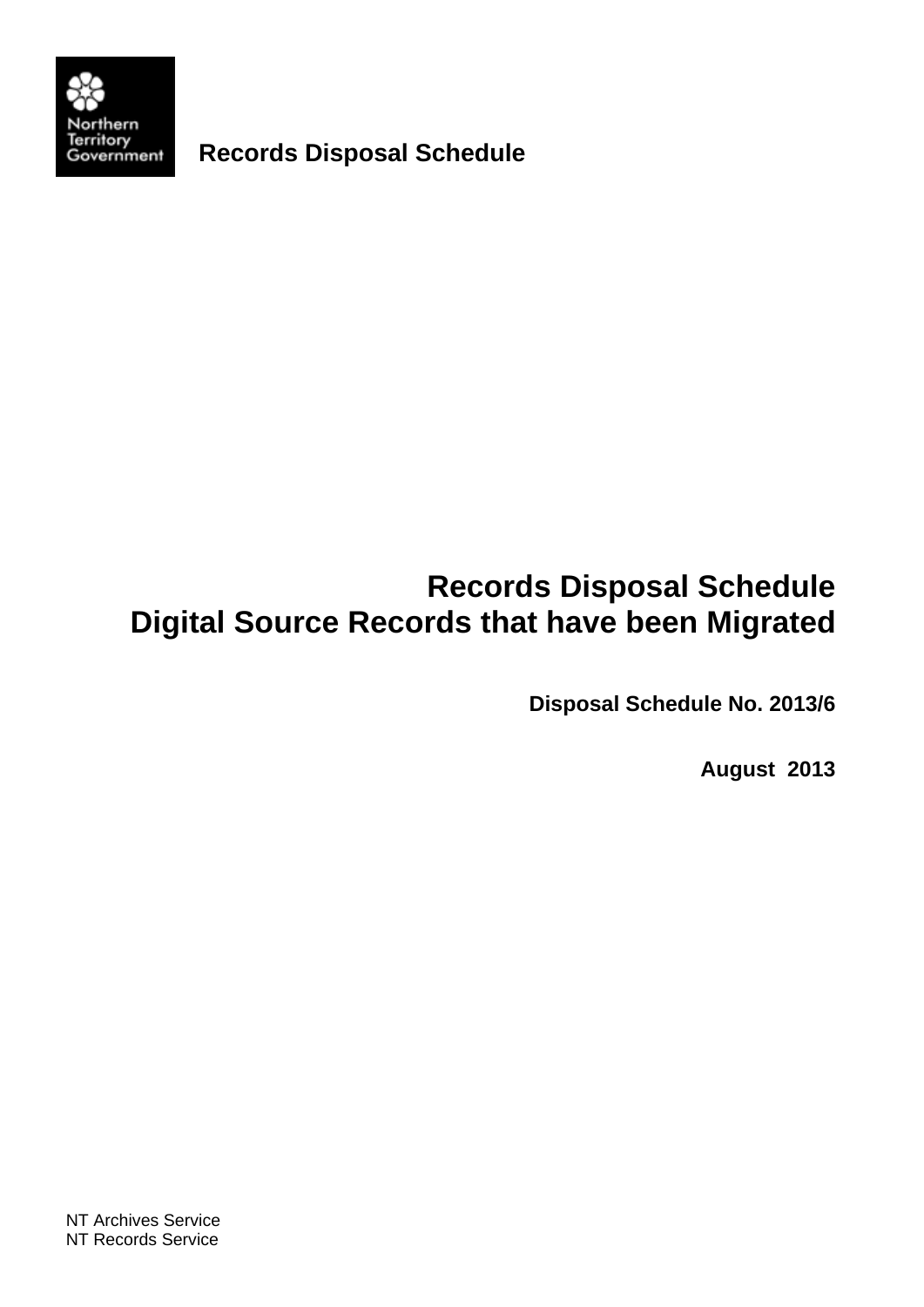Northern Territory Government

**Records Disposal Schedule**

# Records Disposal Schedule
# Digital Source Records that have been Migrated

**Disposal Schedule No. 2013/6**

**August 2013**

NT Archives Service
NT Records Service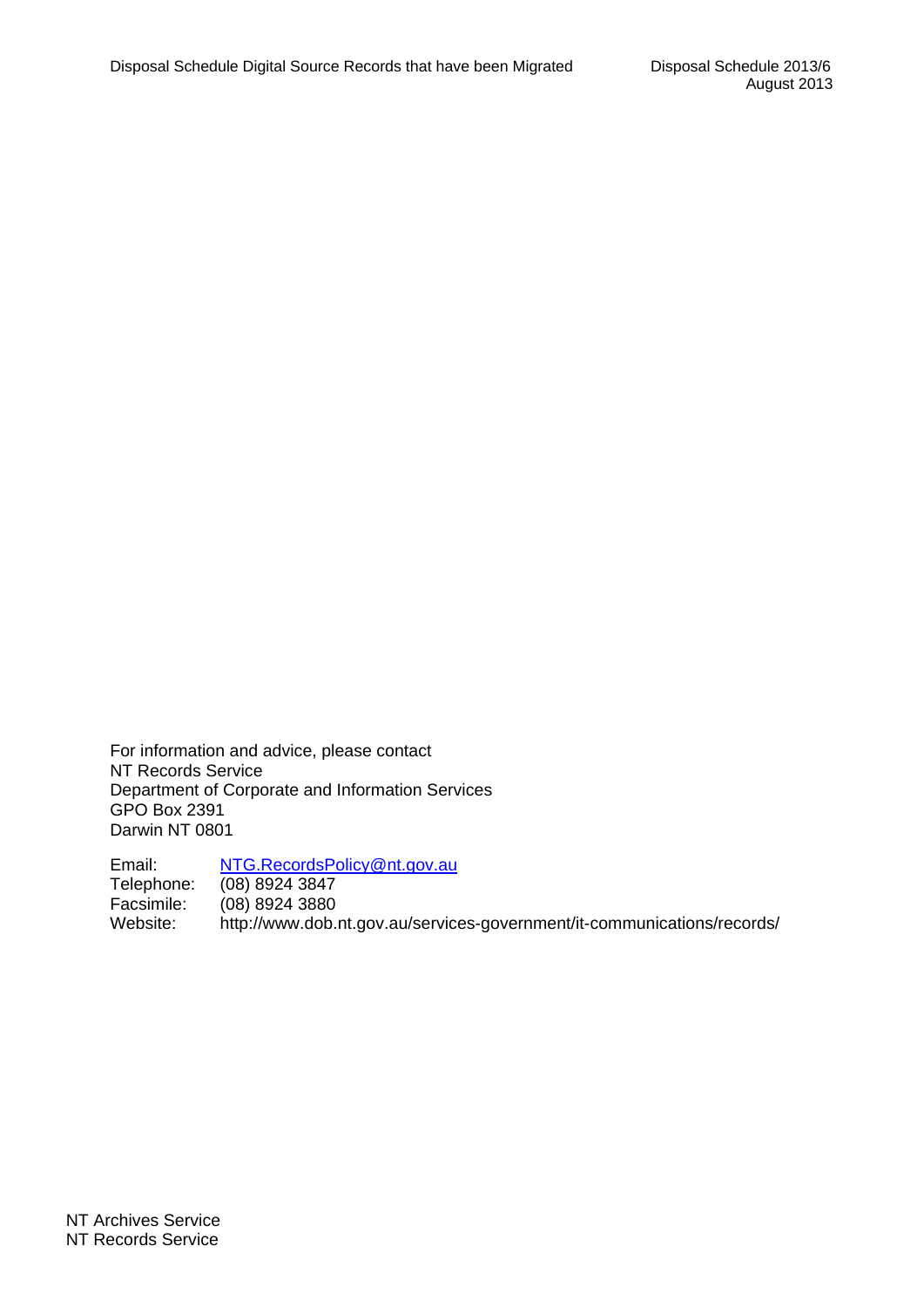For information and advice, please contact
NT Records Service
Department of Corporate and Information Services
GPO Box 2391
Darwin NT 0801

Email: NTG.RecordsPolicy@nt.gov.au
Telephone: (08) 8924 3847
Facsimile: (08) 8924 3880
Website: http://www.dob.nt.gov.au/services-government/it-communications/records/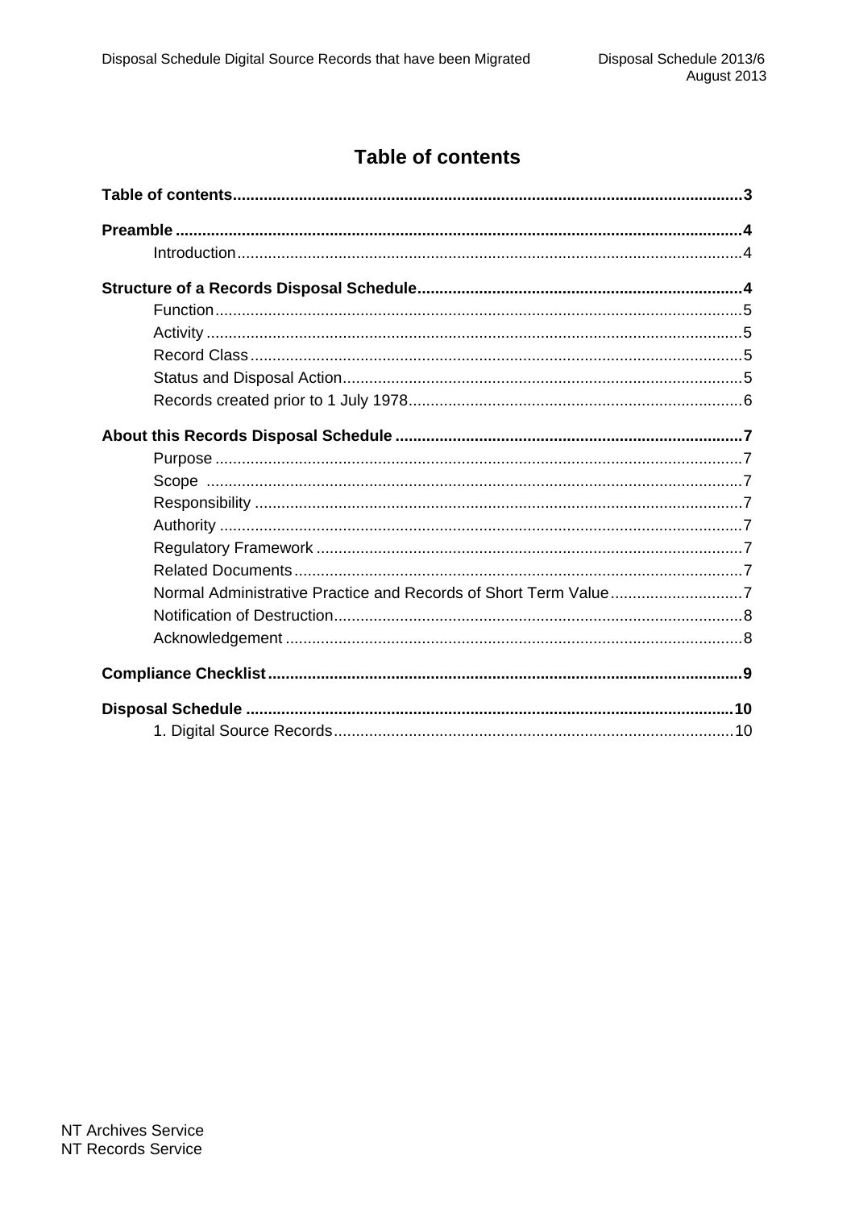# Table of contents

**Table of contents** ........................................................................................................ **3**

**Preamble** ........................................................................................................................ **4**

Introduction ........................................................................................................................ 4

**Structure of a Records Disposal Schedule** ............................................................... **4**

Function .............................................................................................................................. 5

Activity ................................................................................................................................ 5

Record Class ....................................................................................................................... 5

Status and Disposal Action ................................................................................................ 5

Records created prior to 1 July 1978 .................................................................................. 6

**About this Records Disposal Schedule** ..................................................................... **7**

Purpose .............................................................................................................................. 7

Scope .................................................................................................................................. 7

Responsibility ..................................................................................................................... 7

Authority ............................................................................................................................. 7

Regulatory Framework ....................................................................................................... 7

Related Documents ............................................................................................................ 7

Normal Administrative Practice and Records of Short Term Value ................................... 7

Notification of Destruction .................................................................................................. 8

Acknowledgement .............................................................................................................. 8

**Compliance Checklist** .................................................................................................. **9**

**Disposal Schedule** ...................................................................................................... **10**

1. Digital Source Records ................................................................................................ 10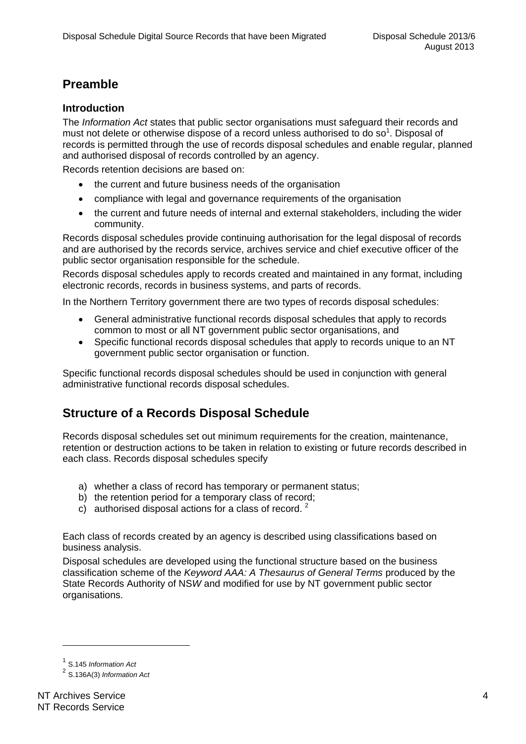## Preamble

### Introduction

The *Information Act* states that public sector organisations must safeguard their records and must not delete or otherwise dispose of a record unless authorised to do so[1]. Disposal of records is permitted through the use of records disposal schedules and enable regular, planned and authorised disposal of records controlled by an agency.

Records retention decisions are based on:

- the current and future business needs of the organisation
- compliance with legal and governance requirements of the organisation
- the current and future needs of internal and external stakeholders, including the wider community.

Records disposal schedules provide continuing authorisation for the legal disposal of records and are authorised by the records service, archives service and chief executive officer of the public sector organisation responsible for the schedule.

Records disposal schedules apply to records created and maintained in any format, including electronic records, records in business systems, and parts of records.

In the Northern Territory government there are two types of records disposal schedules:

- General administrative functional records disposal schedules that apply to records common to most or all NT government public sector organisations, and
- Specific functional records disposal schedules that apply to records unique to an NT government public sector organisation or function.

Specific functional records disposal schedules should be used in conjunction with general administrative functional records disposal schedules.

## Structure of a Records Disposal Schedule

Records disposal schedules set out minimum requirements for the creation, maintenance, retention or destruction actions to be taken in relation to existing or future records described in each class. Records disposal schedules specify

a) whether a class of record has temporary or permanent status;
b) the retention period for a temporary class of record;
c) authorised disposal actions for a class of record. [2]

Each class of records created by an agency is described using classifications based on business analysis.

Disposal schedules are developed using the functional structure based on the business classification scheme of the *Keyword AAA: A Thesaurus of General Terms* produced by the State Records Authority of NS*W* and modified for use by NT government public sector organisations.

---

[1] S.145 *Information Act*

[2] S.136A(3) *Information Act*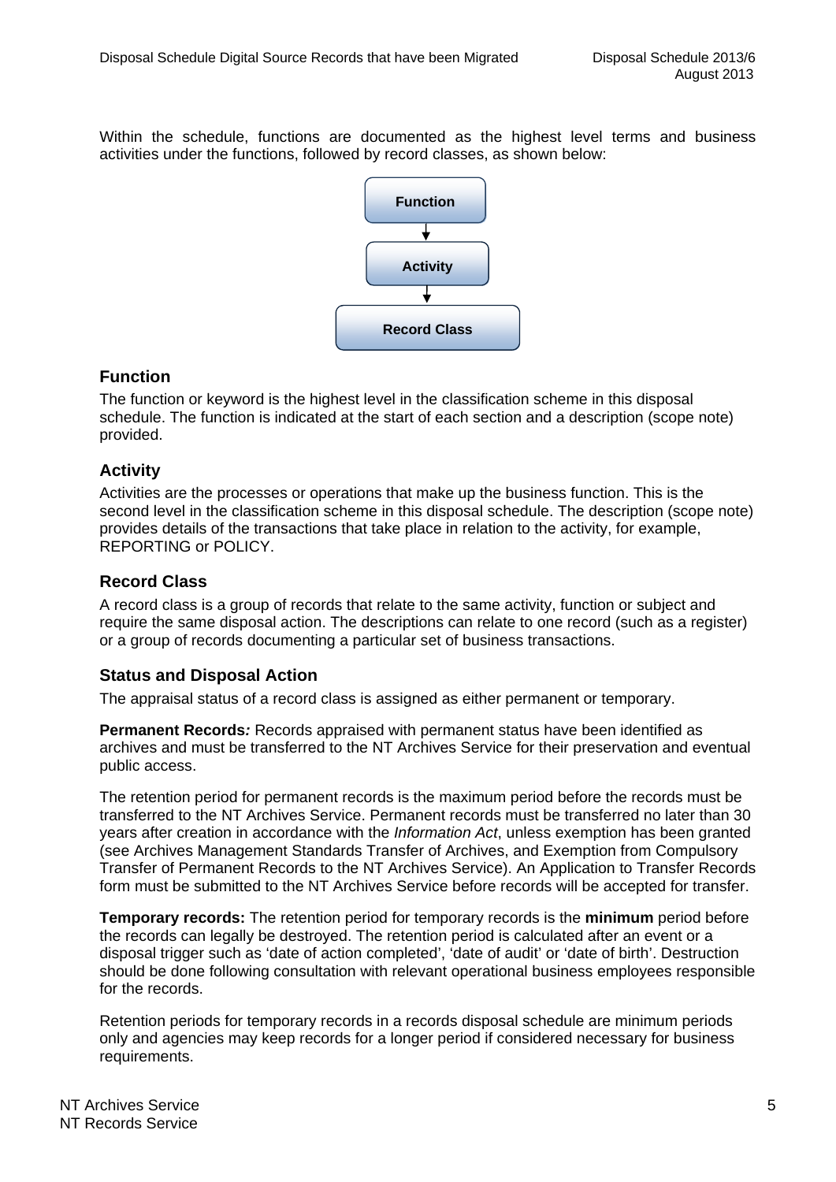Within the schedule, functions are documented as the highest level terms and business activities under the functions, followed by record classes, as shown below:

Function → Activity → Record Class

## Function

The function or keyword is the highest level in the classification scheme in this disposal schedule. The function is indicated at the start of each section and a description (scope note) provided.

## Activity

Activities are the processes or operations that make up the business function. This is the second level in the classification scheme in this disposal schedule. The description (scope note) provides details of the transactions that take place in relation to the activity, for example, REPORTING or POLICY.

## Record Class

A record class is a group of records that relate to the same activity, function or subject and require the same disposal action. The descriptions can relate to one record (such as a register) or a group of records documenting a particular set of business transactions.

## Status and Disposal Action

The appraisal status of a record class is assigned as either permanent or temporary.

**Permanent Records*:*** Records appraised with permanent status have been identified as archives and must be transferred to the NT Archives Service for their preservation and eventual public access.

The retention period for permanent records is the maximum period before the records must be transferred to the NT Archives Service. Permanent records must be transferred no later than 30 years after creation in accordance with the *Information Act*, unless exemption has been granted (see Archives Management Standards Transfer of Archives, and Exemption from Compulsory Transfer of Permanent Records to the NT Archives Service). An Application to Transfer Records form must be submitted to the NT Archives Service before records will be accepted for transfer.

**Temporary records:** The retention period for temporary records is the **minimum** period before the records can legally be destroyed. The retention period is calculated after an event or a disposal trigger such as 'date of action completed', 'date of audit' or 'date of birth'. Destruction should be done following consultation with relevant operational business employees responsible for the records.

Retention periods for temporary records in a records disposal schedule are minimum periods only and agencies may keep records for a longer period if considered necessary for business requirements.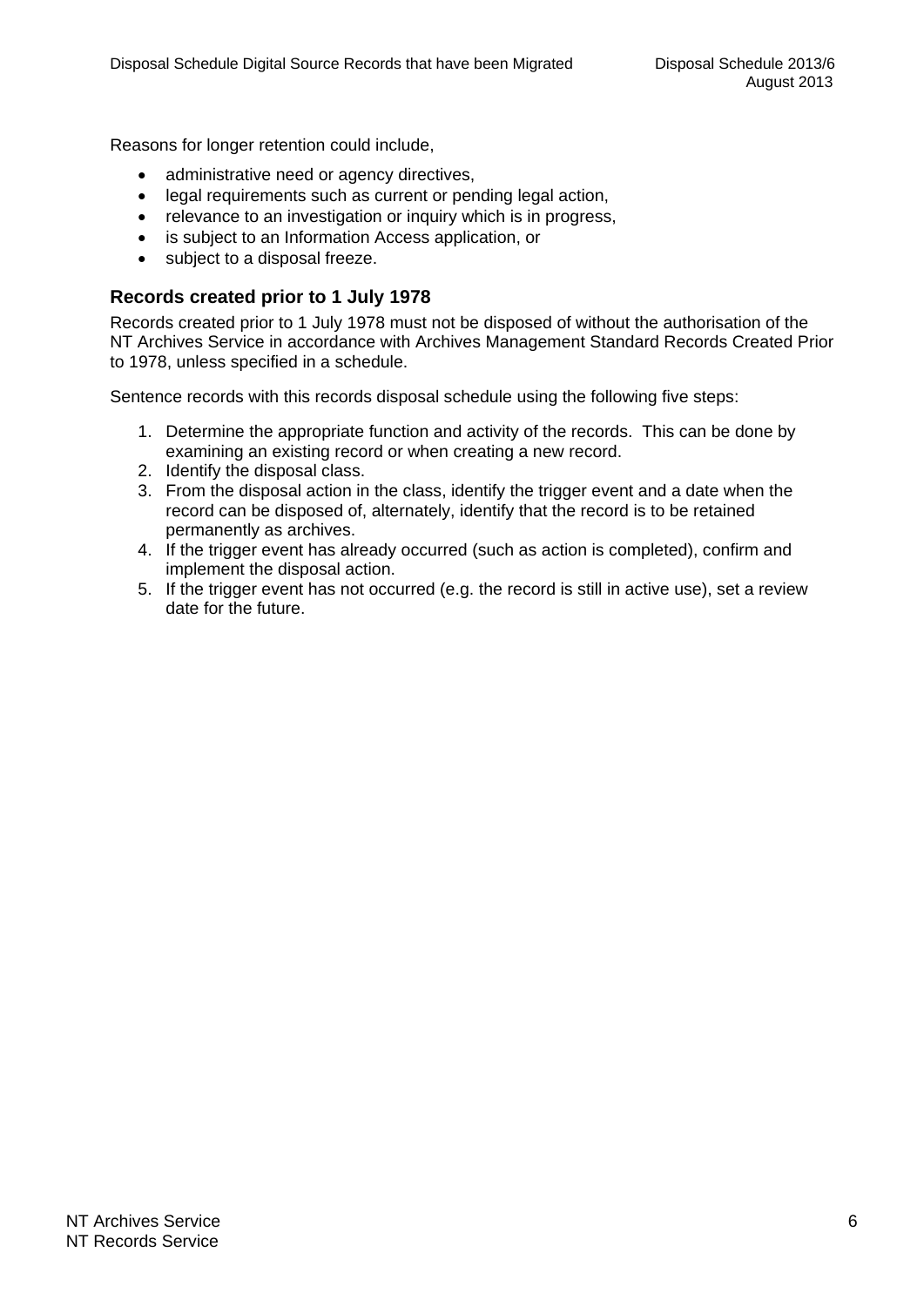Reasons for longer retention could include,

- administrative need or agency directives,
- legal requirements such as current or pending legal action,
- relevance to an investigation or inquiry which is in progress,
- is subject to an Information Access application, or
- subject to a disposal freeze.

## Records created prior to 1 July 1978

Records created prior to 1 July 1978 must not be disposed of without the authorisation of the NT Archives Service in accordance with Archives Management Standard Records Created Prior to 1978, unless specified in a schedule.

Sentence records with this records disposal schedule using the following five steps:

1. Determine the appropriate function and activity of the records. This can be done by examining an existing record or when creating a new record.
2. Identify the disposal class.
3. From the disposal action in the class, identify the trigger event and a date when the record can be disposed of, alternately, identify that the record is to be retained permanently as archives.
4. If the trigger event has already occurred (such as action is completed), confirm and implement the disposal action.
5. If the trigger event has not occurred (e.g. the record is still in active use), set a review date for the future.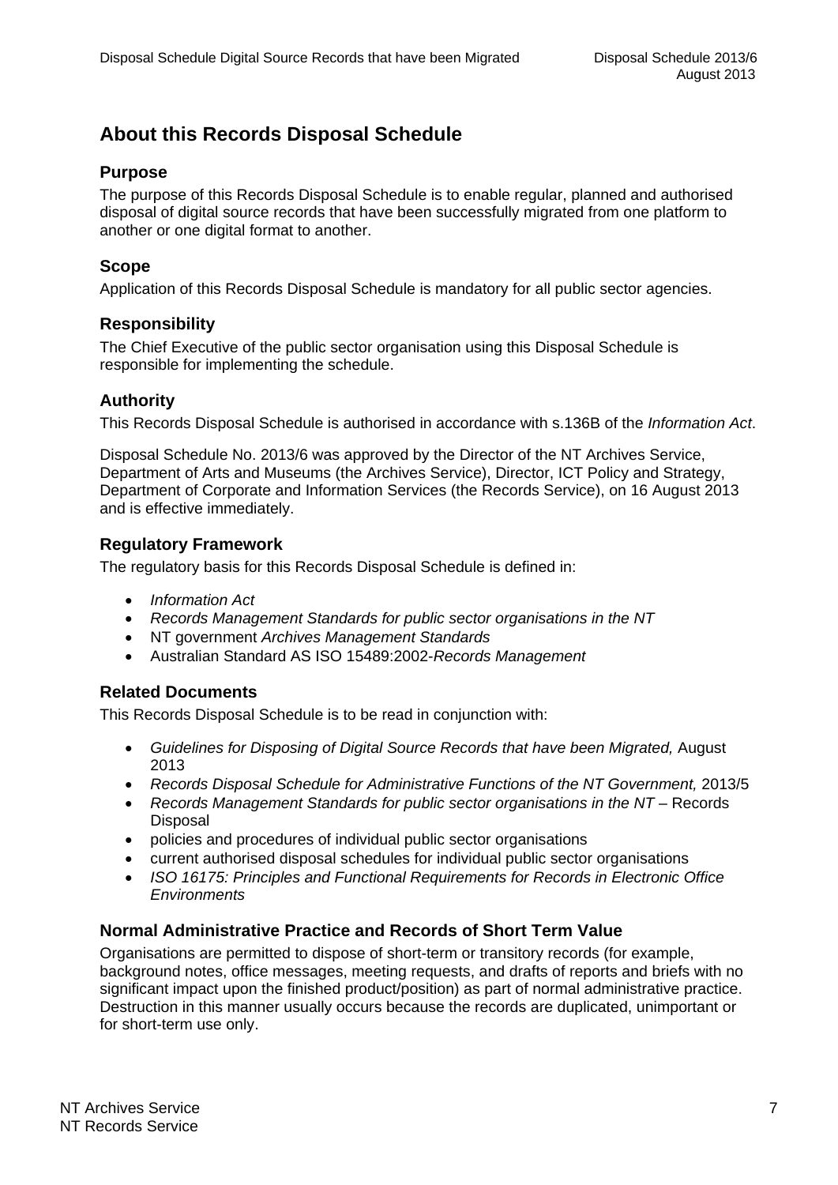## About this Records Disposal Schedule

### Purpose

The purpose of this Records Disposal Schedule is to enable regular, planned and authorised disposal of digital source records that have been successfully migrated from one platform to another or one digital format to another.

### Scope

Application of this Records Disposal Schedule is mandatory for all public sector agencies.

### Responsibility

The Chief Executive of the public sector organisation using this Disposal Schedule is responsible for implementing the schedule.

### Authority

This Records Disposal Schedule is authorised in accordance with s.136B of the *Information Act*.

Disposal Schedule No. 2013/6 was approved by the Director of the NT Archives Service, Department of Arts and Museums (the Archives Service), Director, ICT Policy and Strategy, Department of Corporate and Information Services (the Records Service), on 16 August 2013 and is effective immediately.

### Regulatory Framework

The regulatory basis for this Records Disposal Schedule is defined in:

- *Information Act*
- *Records Management Standards for public sector organisations in the NT*
- NT government *Archives Management Standards*
- Australian Standard AS ISO 15489:2002-*Records Management*

### Related Documents

This Records Disposal Schedule is to be read in conjunction with:

- *Guidelines for Disposing of Digital Source Records that have been Migrated,* August 2013
- *Records Disposal Schedule for Administrative Functions of the NT Government,* 2013/5
- *Records Management Standards for public sector organisations in the NT* – Records Disposal
- policies and procedures of individual public sector organisations
- current authorised disposal schedules for individual public sector organisations
- *ISO 16175: Principles and Functional Requirements for Records in Electronic Office Environments*

### Normal Administrative Practice and Records of Short Term Value

Organisations are permitted to dispose of short-term or transitory records (for example, background notes, office messages, meeting requests, and drafts of reports and briefs with no significant impact upon the finished product/position) as part of normal administrative practice. Destruction in this manner usually occurs because the records are duplicated, unimportant or for short-term use only.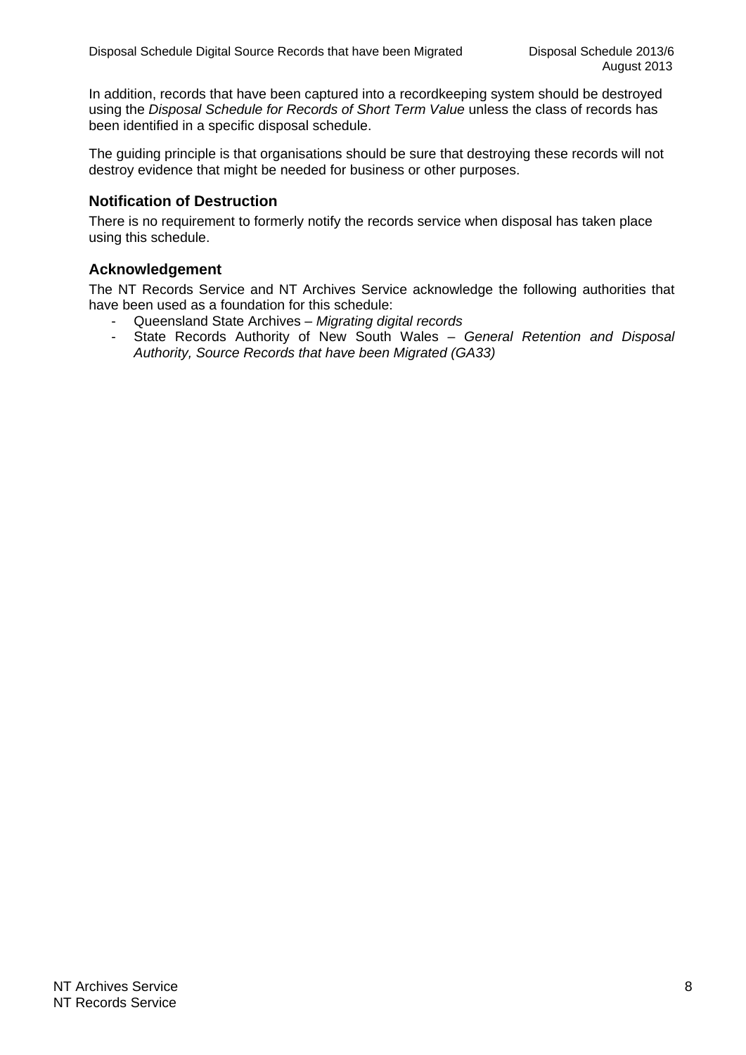In addition, records that have been captured into a recordkeeping system should be destroyed using the *Disposal Schedule for Records of Short Term Value* unless the class of records has been identified in a specific disposal schedule.

The guiding principle is that organisations should be sure that destroying these records will not destroy evidence that might be needed for business or other purposes.

### Notification of Destruction

There is no requirement to formerly notify the records service when disposal has taken place using this schedule.

### Acknowledgement

The NT Records Service and NT Archives Service acknowledge the following authorities that have been used as a foundation for this schedule:

- Queensland State Archives – *Migrating digital records*
- State Records Authority of New South Wales – *General Retention and Disposal Authority, Source Records that have been Migrated (GA33)*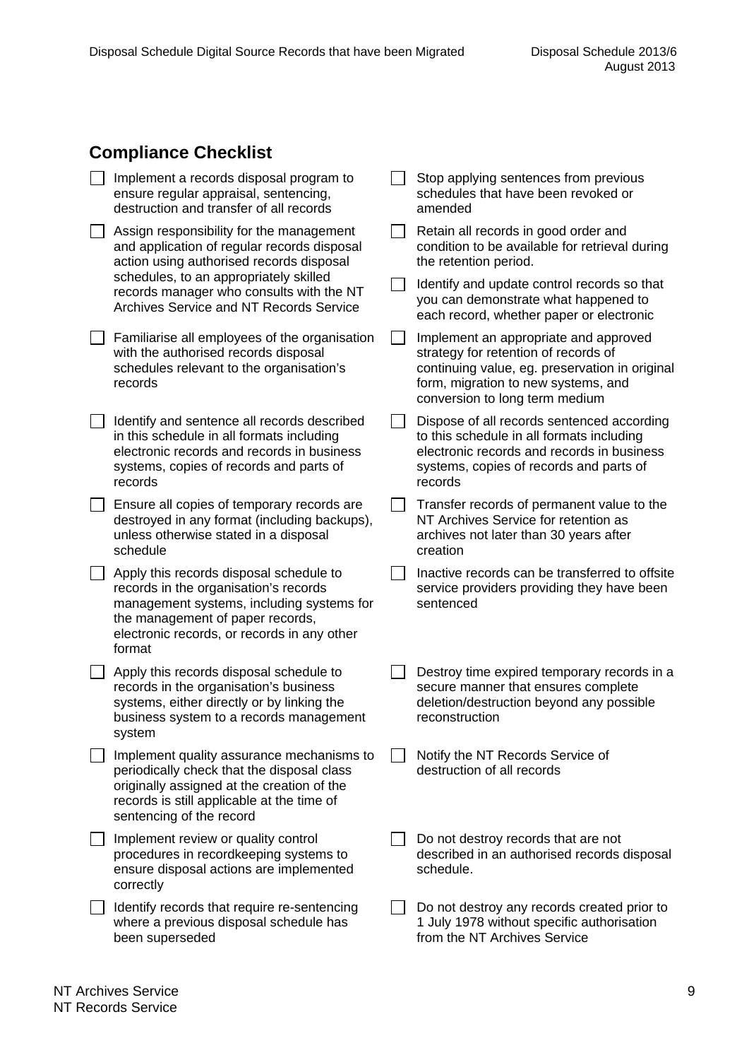## Compliance Checklist

- [ ] Implement a records disposal program to ensure regular appraisal, sentencing, destruction and transfer of all records
- [ ] Assign responsibility for the management and application of regular records disposal action using authorised records disposal schedules, to an appropriately skilled records manager who consults with the NT Archives Service and NT Records Service
- [ ] Familiarise all employees of the organisation with the authorised records disposal schedules relevant to the organisation's records
- [ ] Identify and sentence all records described in this schedule in all formats including electronic records and records in business systems, copies of records and parts of records
- [ ] Ensure all copies of temporary records are destroyed in any format (including backups), unless otherwise stated in a disposal schedule
- [ ] Apply this records disposal schedule to records in the organisation's records management systems, including systems for the management of paper records, electronic records, or records in any other format
- [ ] Apply this records disposal schedule to records in the organisation's business systems, either directly or by linking the business system to a records management system
- [ ] Implement quality assurance mechanisms to periodically check that the disposal class originally assigned at the creation of the records is still applicable at the time of sentencing of the record
- [ ] Implement review or quality control procedures in recordkeeping systems to ensure disposal actions are implemented correctly
- [ ] Identify records that require re-sentencing where a previous disposal schedule has been superseded
- [ ] Stop applying sentences from previous schedules that have been revoked or amended
- [ ] Retain all records in good order and condition to be available for retrieval during the retention period.
- [ ] Identify and update control records so that you can demonstrate what happened to each record, whether paper or electronic
- [ ] Implement an appropriate and approved strategy for retention of records of continuing value, eg. preservation in original form, migration to new systems, and conversion to long term medium
- [ ] Dispose of all records sentenced according to this schedule in all formats including electronic records and records in business systems, copies of records and parts of records
- [ ] Transfer records of permanent value to the NT Archives Service for retention as archives not later than 30 years after creation
- [ ] Inactive records can be transferred to offsite service providers providing they have been sentenced
- [ ] Destroy time expired temporary records in a secure manner that ensures complete deletion/destruction beyond any possible reconstruction
- [ ] Notify the NT Records Service of destruction of all records
- [ ] Do not destroy records that are not described in an authorised records disposal schedule.
- [ ] Do not destroy any records created prior to 1 July 1978 without specific authorisation from the NT Archives Service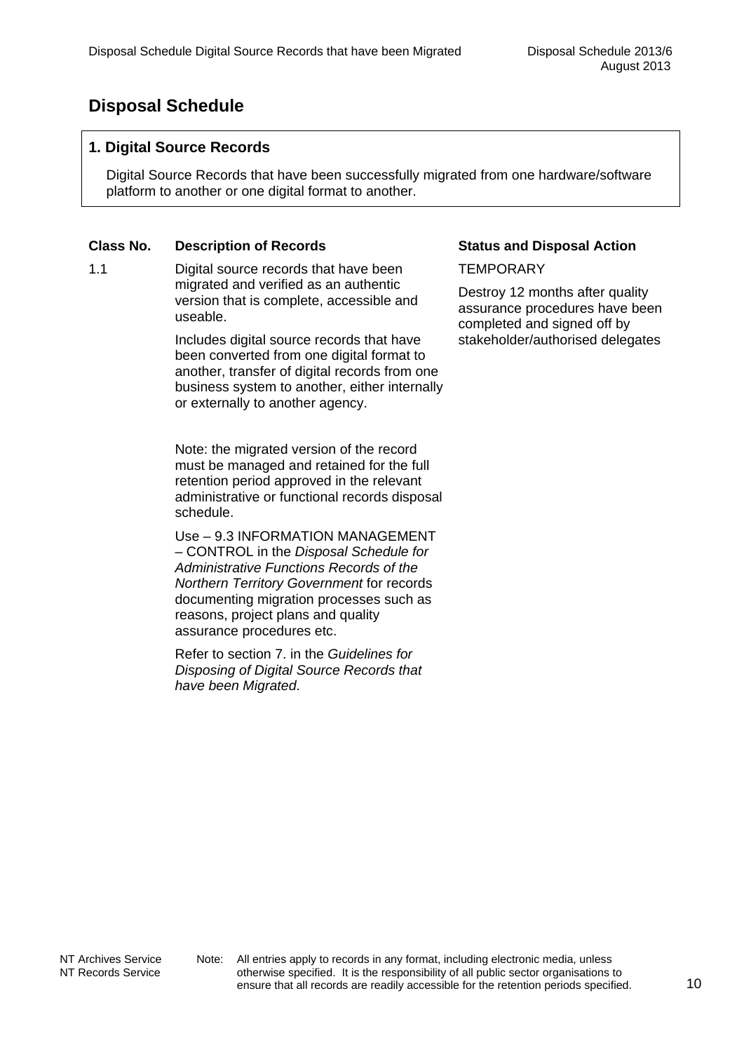# Disposal Schedule

## 1. Digital Source Records

Digital Source Records that have been successfully migrated from one hardware/software platform to another or one digital format to another.

| Class No. | Description of Records | Status and Disposal Action |
| --- | --- | --- |
| 1.1 | Digital source records that have been migrated and verified as an authentic version that is complete, accessible and useable.<br><br>Includes digital source records that have been converted from one digital format to another, transfer of digital records from one business system to another, either internally or externally to another agency.<br><br>Note: the migrated version of the record must be managed and retained for the full retention period approved in the relevant administrative or functional records disposal schedule.<br><br>Use – 9.3 INFORMATION MANAGEMENT – CONTROL in the *Disposal Schedule for Administrative Functions Records of the Northern Territory Government* for records documenting migration processes such as reasons, project plans and quality assurance procedures etc.<br><br>Refer to section 7. in the *Guidelines for Disposing of Digital Source Records that have been Migrated*. | TEMPORARY<br><br>Destroy 12 months after quality assurance procedures have been completed and signed off by stakeholder/authorised delegates |

NT Archives Service
NT Records Service

Note: All entries apply to records in any format, including electronic media, unless otherwise specified. It is the responsibility of all public sector organisations to ensure that all records are readily accessible for the retention periods specified.